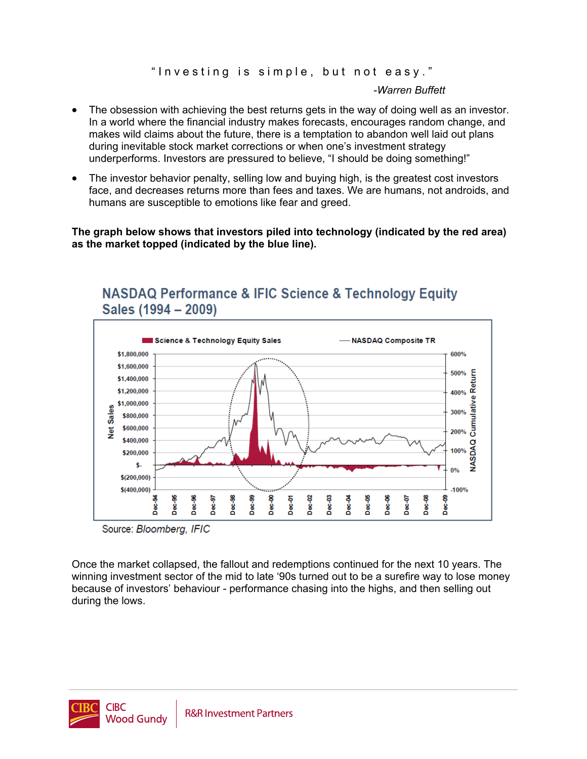"Investing is simple, but not easy."

*-Warren Buffett*

- The obsession with achieving the best returns gets in the way of doing well as an investor. In a world where the financial industry makes forecasts, encourages random change, and makes wild claims about the future, there is a temptation to abandon well laid out plans during inevitable stock market corrections or when one's investment strategy underperforms. Investors are pressured to believe, "I should be doing something!"
- The investor behavior penalty, selling low and buying high, is the greatest cost investors face, and decreases returns more than fees and taxes. We are humans, not androids, and humans are susceptible to emotions like fear and greed.

**The graph below shows that investors piled into technology (indicated by the red area) as the market topped (indicated by the blue line).**

## NASDAQ Performance & IFIC Science & Technology Equity Sales (1994 – 2009)

Source: *Bloomberg, IFIC*

Once the market collapsed, the fallout and redemptions continued for the next 10 years. The winning investment sector of the mid to late '90s turned out to be a surefire way to lose money because of investors' behaviour - performance chasing into the highs, and then selling out during the lows.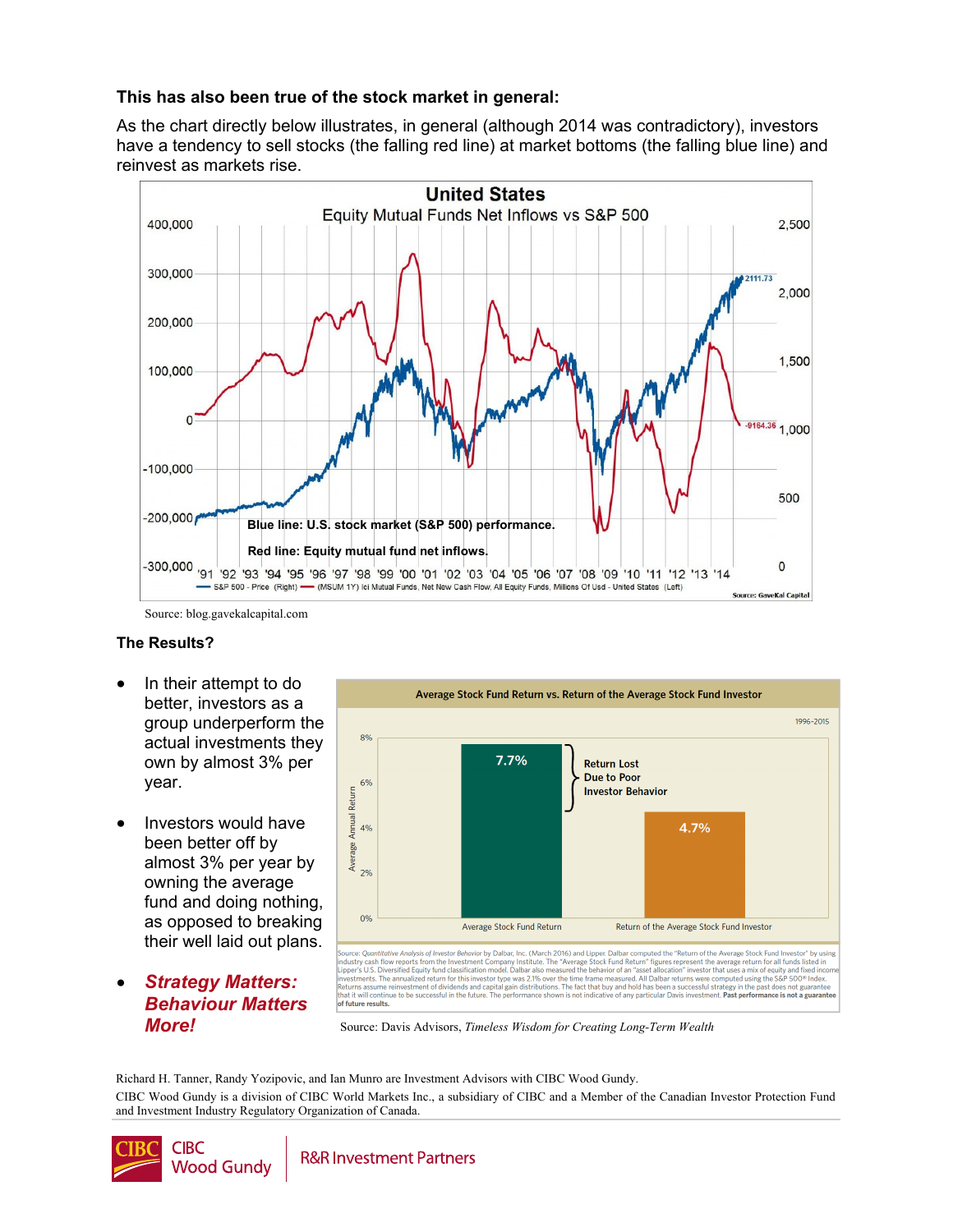**This has also been true of the stock market in general:**

As the chart directly below illustrates, in general (although 2014 was contradictory), investors have a tendency to sell stocks (the falling red line) at market bottoms (the falling blue line) and reinvest as markets rise.

United States

Equity Mutual Funds Net Inflows vs S&P 500

400,000
300,000
200,000
100,000
0
-100,000
-200,000
-300,000

2,500
2,000
1,500
1,000
500
0

2111.73

-9164.36

'91 '92 '93 '94 '95 '96 '97 '98 '99 '00 '01 '02 '03 '04 '05 '06 '07 '08 '09 '10 '11 '12 '13 '14

Blue line: U.S. stock market (S&P 500) performance.

Red line: Equity mutual fund net inflows.

S&P 500 - Price (Right) — (MSUM 1Y) Ici Mutual Funds, Net New Cash Flow, All Equity Funds, Millions Of Usd - United States (Left)

Source: GaveKal Capital

Source: blog.gavekalcapital.com

**The Results?**

- In their attempt to do better, investors as a group underperform the actual investments they own by almost 3% per year.
- Investors would have been better off by almost 3% per year by owning the average fund and doing nothing, as opposed to breaking their well laid out plans.
- ***Strategy Matters: Behaviour Matters More!***

Average Stock Fund Return vs. Return of the Average Stock Fund Investor

1996–2015

Average Annual Return

8%
6%
4%
2%
0%

7.7%

4.7%

Return Lost Due to Poor Investor Behavior

Average Stock Fund Return

Return of the Average Stock Fund Investor

Source: *Quantitative Analysis of Investor Behavior* by Dalbar, Inc. (March 2016) and Lipper. Dalbar computed the "Return of the Average Stock Fund Investor" by using industry cash flow reports from the Investment Company Institute. The "Average Stock Fund Return" figures represent the average return for all funds listed in Lipper's U.S. Diversified Equity fund classification model. Dalbar also measured the behavior of an "asset allocation" investor that uses a mix of equity and fixed income investments. The annualized return for this investor type was 2.1% over the time frame measured. All Dalbar returns were computed using the S&P 500® Index. Returns assume reinvestment of dividends and capital gain distributions. The fact that buy and hold has been a successful strategy in the past does not guarantee that it will continue to be successful in the future. The performance shown is not indicative of any particular Davis investment. **Past performance is not a guarantee of future results.**

Source: Davis Advisors, *Timeless Wisdom for Creating Long-Term Wealth*

Richard H. Tanner, Randy Yozipovic, and Ian Munro are Investment Advisors with CIBC Wood Gundy.

CIBC Wood Gundy is a division of CIBC World Markets Inc., a subsidiary of CIBC and a Member of the Canadian Investor Protection Fund and Investment Industry Regulatory Organization of Canada.

CIBC Wood Gundy | R&R Investment Partners